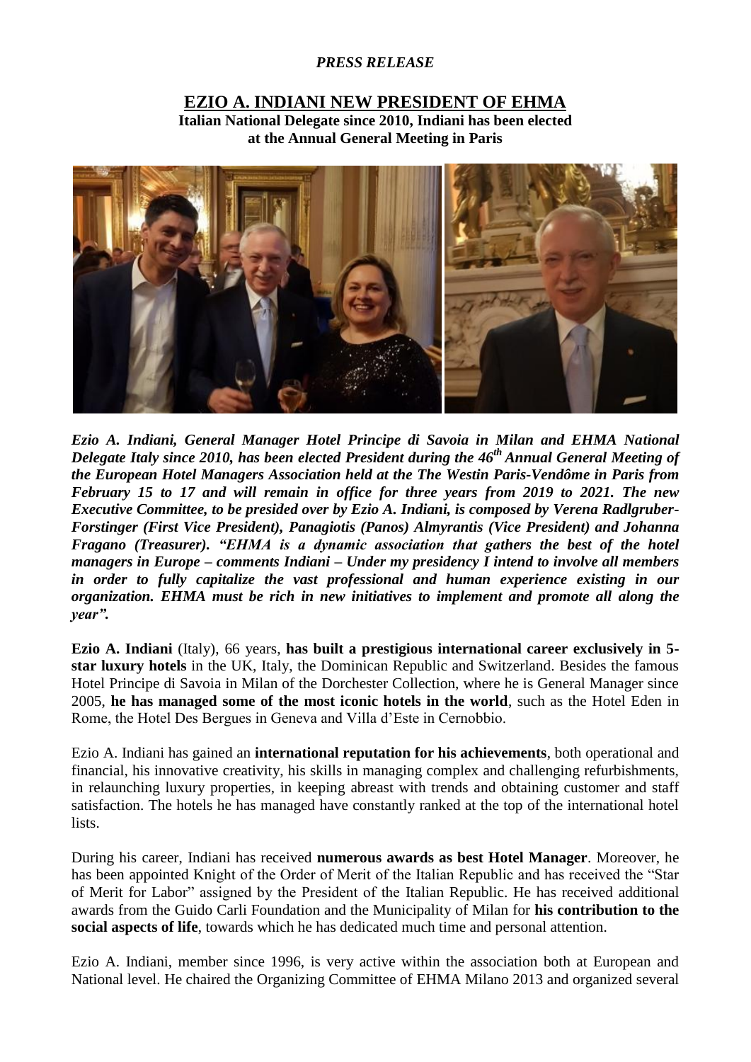*PRESS RELEASE*

# EZIO A. INDIANI NEW PRESIDENT OF EHMA

**Italian National Delegate since 2010, Indiani has been elected at the Annual General Meeting in Paris**

***Ezio A. Indiani, General Manager Hotel Principe di Savoia in Milan and EHMA National Delegate Italy since 2010, has been elected President during the 46th Annual General Meeting of the European Hotel Managers Association held at the The Westin Paris-Vendôme in Paris from February 15 to 17 and will remain in office for three years from 2019 to 2021. The new Executive Committee, to be presided over by Ezio A. Indiani, is composed by Verena Radlgruber-Forstinger (First Vice President), Panagiotis (Panos) Almyrantis (Vice President) and Johanna Fragano (Treasurer). "EHMA is a dynamic association that gathers the best of the hotel managers in Europe – comments Indiani – Under my presidency I intend to involve all members in order to fully capitalize the vast professional and human experience existing in our organization. EHMA must be rich in new initiatives to implement and promote all along the year".***

**Ezio A. Indiani** (Italy), 66 years, **has built a prestigious international career exclusively in 5-star luxury hotels** in the UK, Italy, the Dominican Republic and Switzerland. Besides the famous Hotel Principe di Savoia in Milan of the Dorchester Collection, where he is General Manager since 2005, **he has managed some of the most iconic hotels in the world**, such as the Hotel Eden in Rome, the Hotel Des Bergues in Geneva and Villa d'Este in Cernobbio.

Ezio A. Indiani has gained an **international reputation for his achievements**, both operational and financial, his innovative creativity, his skills in managing complex and challenging refurbishments, in relaunching luxury properties, in keeping abreast with trends and obtaining customer and staff satisfaction. The hotels he has managed have constantly ranked at the top of the international hotel lists.

During his career, Indiani has received **numerous awards as best Hotel Manager**. Moreover, he has been appointed Knight of the Order of Merit of the Italian Republic and has received the "Star of Merit for Labor" assigned by the President of the Italian Republic. He has received additional awards from the Guido Carli Foundation and the Municipality of Milan for **his contribution to the social aspects of life**, towards which he has dedicated much time and personal attention.

Ezio A. Indiani, member since 1996, is very active within the association both at European and National level. He chaired the Organizing Committee of EHMA Milano 2013 and organized several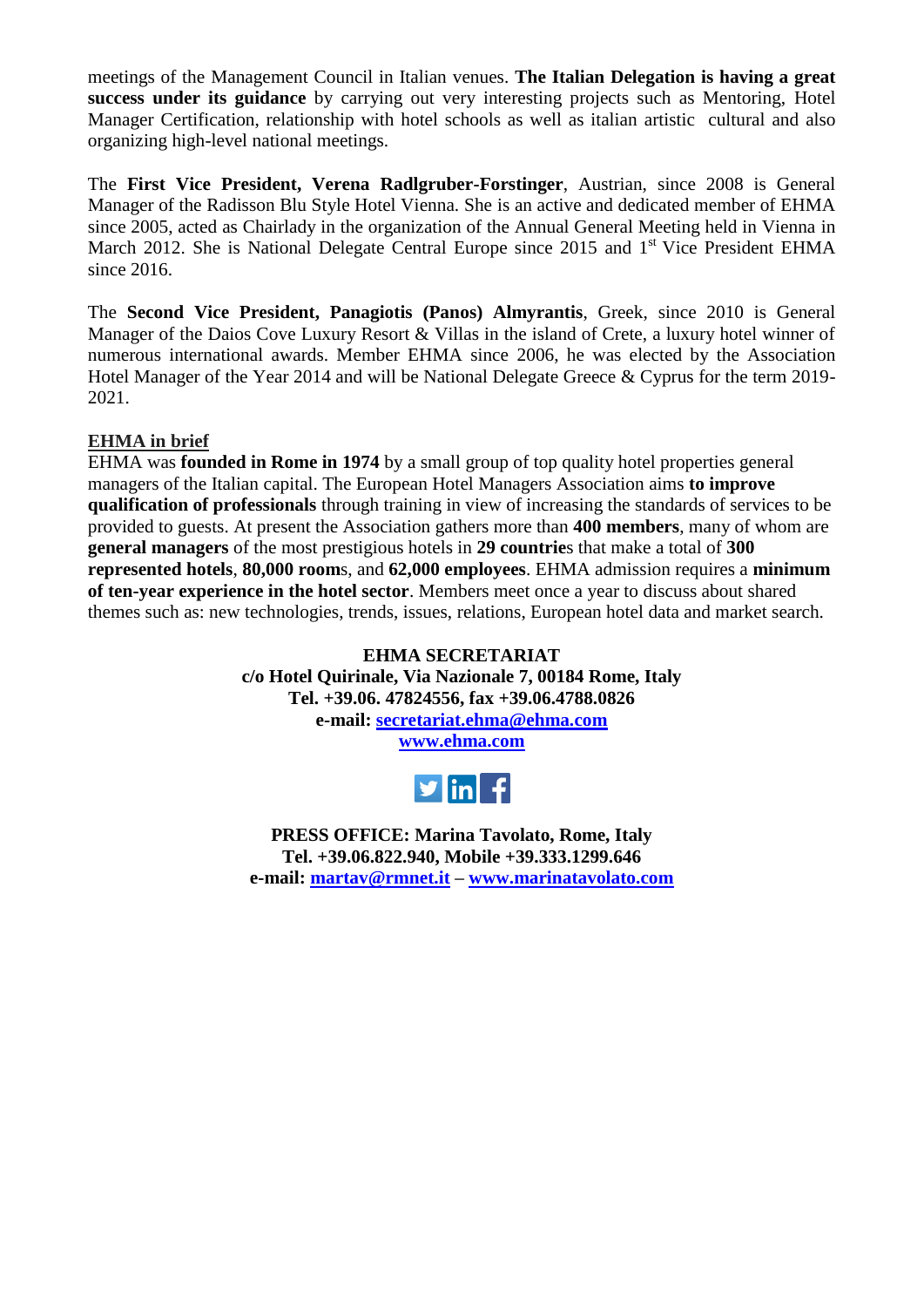meetings of the Management Council in Italian venues. **The Italian Delegation is having a great success under its guidance** by carrying out very interesting projects such as Mentoring, Hotel Manager Certification, relationship with hotel schools as well as italian artistic cultural and also organizing high-level national meetings.

The **First Vice President, Verena Radlgruber-Forstinger**, Austrian, since 2008 is General Manager of the Radisson Blu Style Hotel Vienna. She is an active and dedicated member of EHMA since 2005, acted as Chairlady in the organization of the Annual General Meeting held in Vienna in March 2012. She is National Delegate Central Europe since 2015 and 1st Vice President EHMA since 2016.

The **Second Vice President, Panagiotis (Panos) Almyrantis**, Greek, since 2010 is General Manager of the Daios Cove Luxury Resort & Villas in the island of Crete, a luxury hotel winner of numerous international awards. Member EHMA since 2006, he was elected by the Association Hotel Manager of the Year 2014 and will be National Delegate Greece & Cyprus for the term 2019-2021.

**EHMA in brief**

EHMA was **founded in Rome in 1974** by a small group of top quality hotel properties general managers of the Italian capital. The European Hotel Managers Association aims **to improve qualification of professionals** through training in view of increasing the standards of services to be provided to guests. At present the Association gathers more than **400 members**, many of whom are **general managers** of the most prestigious hotels in **29 countrie**s that make a total of **300 represented hotels**, **80,000 room**s, and **62,000 employees**. EHMA admission requires a **minimum of ten-year experience in the hotel sector**. Members meet once a year to discuss about shared themes such as: new technologies, trends, issues, relations, European hotel data and market search.

**EHMA SECRETARIAT**
**c/o Hotel Quirinale, Via Nazionale 7, 00184 Rome, Italy**
**Tel. +39.06. 47824556, fax +39.06.4788.0826**
**e-mail: secretariat.ehma@ehma.com**
**www.ehma.com**

**PRESS OFFICE: Marina Tavolato, Rome, Italy**
**Tel. +39.06.822.940, Mobile +39.333.1299.646**
**e-mail: martav@rmnet.it – www.marinatavolato.com**